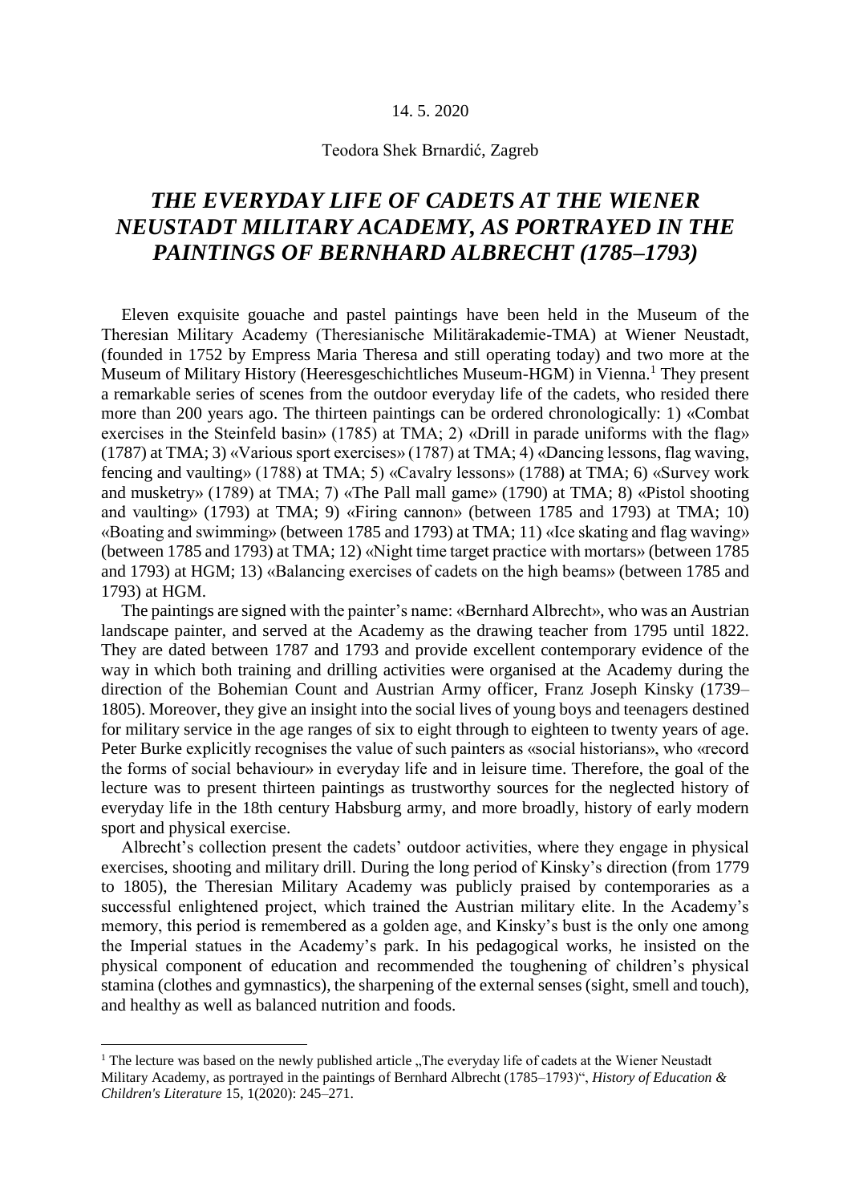14. 5. 2020

Teodora Shek Brnardić, Zagreb

# *THE EVERYDAY LIFE OF CADETS AT THE WIENER NEUSTADT MILITARY ACADEMY, AS PORTRAYED IN THE PAINTINGS OF BERNHARD ALBRECHT (1785–1793)*

Eleven exquisite gouache and pastel paintings have been held in the Museum of the Theresian Military Academy (Theresianische Militärakademie-TMA) at Wiener Neustadt, (founded in 1752 by Empress Maria Theresa and still operating today) and two more at the Museum of Military History (Heeresgeschichtliches Museum-HGM) in Vienna.[1] They present a remarkable series of scenes from the outdoor everyday life of the cadets, who resided there more than 200 years ago. The thirteen paintings can be ordered chronologically: 1) «Combat exercises in the Steinfeld basin» (1785) at TMA; 2) «Drill in parade uniforms with the flag» (1787) at TMA; 3) «Various sport exercises» (1787) at TMA; 4) «Dancing lessons, flag waving, fencing and vaulting» (1788) at TMA; 5) «Cavalry lessons» (1788) at TMA; 6) «Survey work and musketry» (1789) at TMA; 7) «The Pall mall game» (1790) at TMA; 8) «Pistol shooting and vaulting» (1793) at TMA; 9) «Firing cannon» (between 1785 and 1793) at TMA; 10) «Boating and swimming» (between 1785 and 1793) at TMA; 11) «Ice skating and flag waving» (between 1785 and 1793) at TMA; 12) «Night time target practice with mortars» (between 1785 and 1793) at HGM; 13) «Balancing exercises of cadets on the high beams» (between 1785 and 1793) at HGM.

The paintings are signed with the painter's name: «Bernhard Albrecht», who was an Austrian landscape painter, and served at the Academy as the drawing teacher from 1795 until 1822. They are dated between 1787 and 1793 and provide excellent contemporary evidence of the way in which both training and drilling activities were organised at the Academy during the direction of the Bohemian Count and Austrian Army officer, Franz Joseph Kinsky (1739–1805). Moreover, they give an insight into the social lives of young boys and teenagers destined for military service in the age ranges of six to eight through to eighteen to twenty years of age. Peter Burke explicitly recognises the value of such painters as «social historians», who «record the forms of social behaviour» in everyday life and in leisure time. Therefore, the goal of the lecture was to present thirteen paintings as trustworthy sources for the neglected history of everyday life in the 18th century Habsburg army, and more broadly, history of early modern sport and physical exercise.

Albrecht's collection present the cadets' outdoor activities, where they engage in physical exercises, shooting and military drill. During the long period of Kinsky's direction (from 1779 to 1805), the Theresian Military Academy was publicly praised by contemporaries as a successful enlightened project, which trained the Austrian military elite. In the Academy's memory, this period is remembered as a golden age, and Kinsky's bust is the only one among the Imperial statues in the Academy's park. In his pedagogical works, he insisted on the physical component of education and recommended the toughening of children's physical stamina (clothes and gymnastics), the sharpening of the external senses (sight, smell and touch), and healthy as well as balanced nutrition and foods.

[1] The lecture was based on the newly published article „The everyday life of cadets at the Wiener Neustadt Military Academy, as portrayed in the paintings of Bernhard Albrecht (1785–1793)", *History of Education & Children's Literature* 15, 1(2020): 245–271.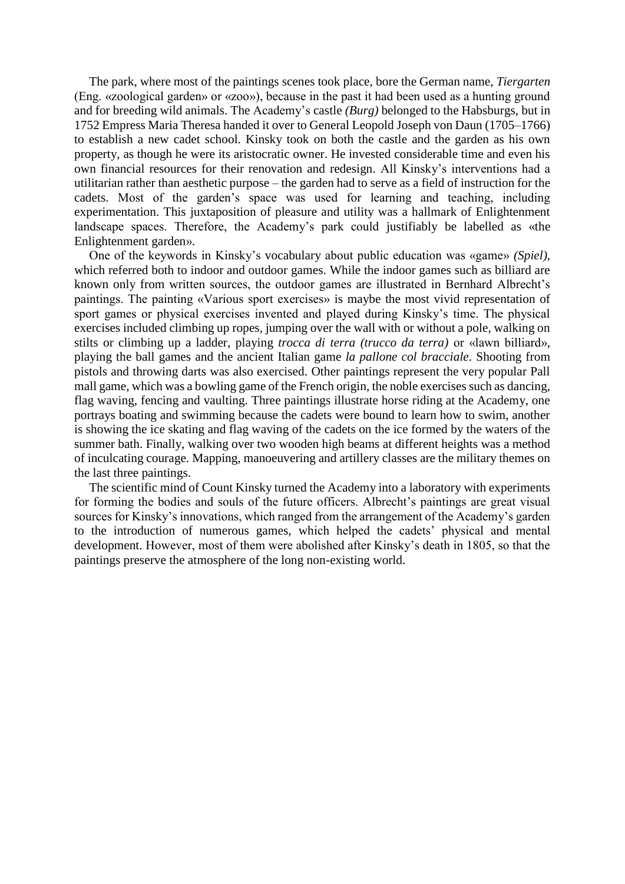The park, where most of the paintings scenes took place, bore the German name, *Tiergarten* (Eng. «zoological garden» or «zoo»), because in the past it had been used as a hunting ground and for breeding wild animals. The Academy's castle *(Burg)* belonged to the Habsburgs, but in 1752 Empress Maria Theresa handed it over to General Leopold Joseph von Daun (1705–1766) to establish a new cadet school. Kinsky took on both the castle and the garden as his own property, as though he were its aristocratic owner. He invested considerable time and even his own financial resources for their renovation and redesign. All Kinsky's interventions had a utilitarian rather than aesthetic purpose – the garden had to serve as a field of instruction for the cadets. Most of the garden's space was used for learning and teaching, including experimentation. This juxtaposition of pleasure and utility was a hallmark of Enlightenment landscape spaces. Therefore, the Academy's park could justifiably be labelled as «the Enlightenment garden».

One of the keywords in Kinsky's vocabulary about public education was «game» *(Spiel)*, which referred both to indoor and outdoor games. While the indoor games such as billiard are known only from written sources, the outdoor games are illustrated in Bernhard Albrecht's paintings. The painting «Various sport exercises» is maybe the most vivid representation of sport games or physical exercises invented and played during Kinsky's time. The physical exercises included climbing up ropes, jumping over the wall with or without a pole, walking on stilts or climbing up a ladder, playing *trocca di terra (trucco da terra)* or «lawn billiard», playing the ball games and the ancient Italian game *la pallone col bracciale*. Shooting from pistols and throwing darts was also exercised. Other paintings represent the very popular Pall mall game, which was a bowling game of the French origin, the noble exercises such as dancing, flag waving, fencing and vaulting. Three paintings illustrate horse riding at the Academy, one portrays boating and swimming because the cadets were bound to learn how to swim, another is showing the ice skating and flag waving of the cadets on the ice formed by the waters of the summer bath. Finally, walking over two wooden high beams at different heights was a method of inculcating courage. Mapping, manoeuvering and artillery classes are the military themes on the last three paintings.

The scientific mind of Count Kinsky turned the Academy into a laboratory with experiments for forming the bodies and souls of the future officers. Albrecht's paintings are great visual sources for Kinsky's innovations, which ranged from the arrangement of the Academy's garden to the introduction of numerous games, which helped the cadets' physical and mental development. However, most of them were abolished after Kinsky's death in 1805, so that the paintings preserve the atmosphere of the long non-existing world.